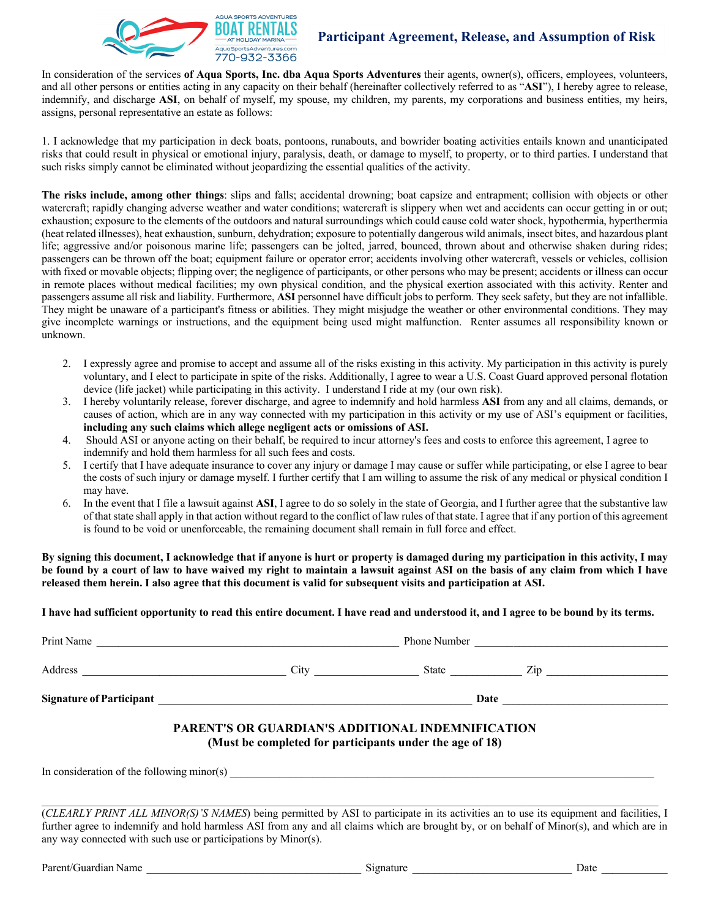AQUA SPORTS ADVENTURES
BOAT RENTALS
AT HOLIDAY MARINA
AquaSportsAdventures.com
770-932-3366

# Participant Agreement, Release, and Assumption of Risk

In consideration of the services **of Aqua Sports, Inc. dba Aqua Sports Adventures** their agents, owner(s), officers, employees, volunteers, and all other persons or entities acting in any capacity on their behalf (hereinafter collectively referred to as "**ASI**"), I hereby agree to release, indemnify, and discharge **ASI**, on behalf of myself, my spouse, my children, my parents, my corporations and business entities, my heirs, assigns, personal representative an estate as follows:

1. I acknowledge that my participation in deck boats, pontoons, runabouts, and bowrider boating activities entails known and unanticipated risks that could result in physical or emotional injury, paralysis, death, or damage to myself, to property, or to third parties. I understand that such risks simply cannot be eliminated without jeopardizing the essential qualities of the activity.

**The risks include, among other things**: slips and falls; accidental drowning; boat capsize and entrapment; collision with objects or other watercraft; rapidly changing adverse weather and water conditions; watercraft is slippery when wet and accidents can occur getting in or out; exhaustion; exposure to the elements of the outdoors and natural surroundings which could cause cold water shock, hypothermia, hyperthermia (heat related illnesses), heat exhaustion, sunburn, dehydration; exposure to potentially dangerous wild animals, insect bites, and hazardous plant life; aggressive and/or poisonous marine life; passengers can be jolted, jarred, bounced, thrown about and otherwise shaken during rides; passengers can be thrown off the boat; equipment failure or operator error; accidents involving other watercraft, vessels or vehicles, collision with fixed or movable objects; flipping over; the negligence of participants, or other persons who may be present; accidents or illness can occur in remote places without medical facilities; my own physical condition, and the physical exertion associated with this activity. Renter and passengers assume all risk and liability. Furthermore, **ASI** personnel have difficult jobs to perform. They seek safety, but they are not infallible. They might be unaware of a participant's fitness or abilities. They might misjudge the weather or other environmental conditions. They may give incomplete warnings or instructions, and the equipment being used might malfunction. Renter assumes all responsibility known or unknown.

2. I expressly agree and promise to accept and assume all of the risks existing in this activity. My participation in this activity is purely voluntary, and I elect to participate in spite of the risks. Additionally, I agree to wear a U.S. Coast Guard approved personal flotation device (life jacket) while participating in this activity. I understand I ride at my (our own risk).
3. I hereby voluntarily release, forever discharge, and agree to indemnify and hold harmless **ASI** from any and all claims, demands, or causes of action, which are in any way connected with my participation in this activity or my use of ASI's equipment or facilities, **including any such claims which allege negligent acts or omissions of ASI.**
4. Should ASI or anyone acting on their behalf, be required to incur attorney's fees and costs to enforce this agreement, I agree to indemnify and hold them harmless for all such fees and costs.
5. I certify that I have adequate insurance to cover any injury or damage I may cause or suffer while participating, or else I agree to bear the costs of such injury or damage myself. I further certify that I am willing to assume the risk of any medical or physical condition I may have.
6. In the event that I file a lawsuit against **ASI**, I agree to do so solely in the state of Georgia, and I further agree that the substantive law of that state shall apply in that action without regard to the conflict of law rules of that state. I agree that if any portion of this agreement is found to be void or unenforceable, the remaining document shall remain in full force and effect.

**By signing this document, I acknowledge that if anyone is hurt or property is damaged during my participation in this activity, I may be found by a court of law to have waived my right to maintain a lawsuit against ASI on the basis of any claim from which I have released them herein. I also agree that this document is valid for subsequent visits and participation at ASI.**

**I have had sufficient opportunity to read this entire document. I have read and understood it, and I agree to be bound by its terms.**

Print Name ______________________ Phone Number ______________________

Address ______________________ City ______________ State __________ Zip ______________

**Signature of Participant** ______________________ **Date** ______________________

## PARENT'S OR GUARDIAN'S ADDITIONAL INDEMNIFICATION
### (Must be completed for participants under the age of 18)

In consideration of the following minor(s) ______________________________________________

______________________________________________________________________________

(*CLEARLY PRINT ALL MINOR(S)'S NAMES*) being permitted by ASI to participate in its activities an to use its equipment and facilities, I further agree to indemnify and hold harmless ASI from any and all claims which are brought by, or on behalf of Minor(s), and which are in any way connected with such use or participations by Minor(s).

Parent/Guardian Name ______________________ Signature ______________________ Date __________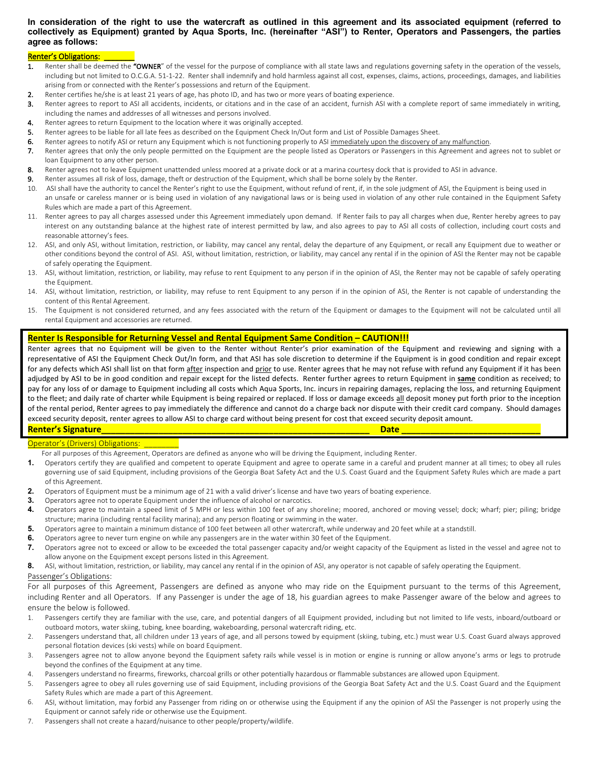**In consideration of the right to use the watercraft as outlined in this agreement and its associated equipment (referred to collectively as Equipment) granted by Aqua Sports, Inc. (hereinafter "ASI") to Renter, Operators and Passengers, the parties agree as follows:**

Renter's Obligations: _______

1. Renter shall be deemed the "**OWNER**" of the vessel for the purpose of compliance with all state laws and regulations governing safety in the operation of the vessels, including but not limited to O.C.G.A. 51-1-22. Renter shall indemnify and hold harmless against all cost, expenses, claims, actions, proceedings, damages, and liabilities arising from or connected with the Renter's possessions and return of the Equipment.
2. Renter certifies he/she is at least 21 years of age, has photo ID, and has two or more years of boating experience.
3. Renter agrees to report to ASI all accidents, incidents, or citations and in the case of an accident, furnish ASI with a complete report of same immediately in writing, including the names and addresses of all witnesses and persons involved.
4. Renter agrees to return Equipment to the location where it was originally accepted.
5. Renter agrees to be liable for all late fees as described on the Equipment Check In/Out form and List of Possible Damages Sheet.
6. Renter agrees to notify ASI or return any Equipment which is not functioning properly to ASI immediately upon the discovery of any malfunction.
7. Renter agrees that only the only people permitted on the Equipment are the people listed as Operators or Passengers in this Agreement and agrees not to sublet or loan Equipment to any other person.
8. Renter agrees not to leave Equipment unattended unless moored at a private dock or at a marina courtesy dock that is provided to ASI in advance.
9. Renter assumes all risk of loss, damage, theft or destruction of the Equipment, which shall be borne solely by the Renter.
10. ASI shall have the authority to cancel the Renter's right to use the Equipment, without refund of rent, if, in the sole judgment of ASI, the Equipment is being used in an unsafe or careless manner or is being used in violation of any navigational laws or is being used in violation of any other rule contained in the Equipment Safety Rules which are made a part of this Agreement.
11. Renter agrees to pay all charges assessed under this Agreement immediately upon demand. If Renter fails to pay all charges when due, Renter hereby agrees to pay interest on any outstanding balance at the highest rate of interest permitted by law, and also agrees to pay to ASI all costs of collection, including court costs and reasonable attorney's fees.
12. ASI, and only ASI, without limitation, restriction, or liability, may cancel any rental, delay the departure of any Equipment, or recall any Equipment due to weather or other conditions beyond the control of ASI. ASI, without limitation, restriction, or liability, may cancel any rental if in the opinion of ASI the Renter may not be capable of safely operating the Equipment.
13. ASI, without limitation, restriction, or liability, may refuse to rent Equipment to any person if in the opinion of ASI, the Renter may not be capable of safely operating the Equipment.
14. ASI, without limitation, restriction, or liability, may refuse to rent Equipment to any person if in the opinion of ASI, the Renter is not capable of understanding the content of this Rental Agreement.
15. The Equipment is not considered returned, and any fees associated with the return of the Equipment or damages to the Equipment will not be calculated until all rental Equipment and accessories are returned.

**Renter Is Responsible for Returning Vessel and Rental Equipment Same Condition – CAUTION!!!**

Renter agrees that no Equipment will be given to the Renter without Renter's prior examination of the Equipment and reviewing and signing with a representative of ASI the Equipment Check Out/In form, and that ASI has sole discretion to determine if the Equipment is in good condition and repair except for any defects which ASI shall list on that form after inspection and prior to use. Renter agrees that he may not refuse with refund any Equipment if it has been adjudged by ASI to be in good condition and repair except for the listed defects. Renter further agrees to return Equipment in **same** condition as received; to pay for any loss of or damage to Equipment including all costs which Aqua Sports, Inc. incurs in repairing damages, replacing the loss, and returning Equipment to the fleet; and daily rate of charter while Equipment is being repaired or replaced. If loss or damage exceeds all deposit money put forth prior to the inception of the rental period, Renter agrees to pay immediately the difference and cannot do a charge back nor dispute with their credit card company. Should damages exceed security deposit, renter agrees to allow ASI to charge card without being present for cost that exceed security deposit amount.

**Renter's Signature**_______________________________________________ **Date** ___________________________

Operator's (Drivers) Obligations: ________

For all purposes of this Agreement, Operators are defined as anyone who will be driving the Equipment, including Renter.

1. Operators certify they are qualified and competent to operate Equipment and agree to operate same in a careful and prudent manner at all times; to obey all rules governing use of said Equipment, including provisions of the Georgia Boat Safety Act and the U.S. Coast Guard and the Equipment Safety Rules which are made a part of this Agreement.
2. Operators of Equipment must be a minimum age of 21 with a valid driver's license and have two years of boating experience.
3. Operators agree not to operate Equipment under the influence of alcohol or narcotics.
4. Operators agree to maintain a speed limit of 5 MPH or less within 100 feet of any shoreline; moored, anchored or moving vessel; dock; wharf; pier; piling; bridge structure; marina (including rental facility marina); and any person floating or swimming in the water.
5. Operators agree to maintain a minimum distance of 100 feet between all other watercraft, while underway and 20 feet while at a standstill.
6. Operators agree to never turn engine on while any passengers are in the water within 30 feet of the Equipment.
7. Operators agree not to exceed or allow to be exceeded the total passenger capacity and/or weight capacity of the Equipment as listed in the vessel and agree not to allow anyone on the Equipment except persons listed in this Agreement.
8. ASI, without limitation, restriction, or liability, may cancel any rental if in the opinion of ASI, any operator is not capable of safely operating the Equipment.

Passenger's Obligations:

For all purposes of this Agreement, Passengers are defined as anyone who may ride on the Equipment pursuant to the terms of this Agreement, including Renter and all Operators. If any Passenger is under the age of 18, his guardian agrees to make Passenger aware of the below and agrees to ensure the below is followed.

1. Passengers certify they are familiar with the use, care, and potential dangers of all Equipment provided, including but not limited to life vests, inboard/outboard or outboard motors, water skiing, tubing, knee boarding, wakeboarding, personal watercraft riding, etc.
2. Passengers understand that, all children under 13 years of age, and all persons towed by equipment (skiing, tubing, etc.) must wear U.S. Coast Guard always approved personal flotation devices (ski vests) while on board Equipment.
3. Passengers agree not to allow anyone beyond the Equipment safety rails while vessel is in motion or engine is running or allow anyone's arms or legs to protrude beyond the confines of the Equipment at any time.
4. Passengers understand no firearms, fireworks, charcoal grills or other potentially hazardous or flammable substances are allowed upon Equipment.
5. Passengers agree to obey all rules governing use of said Equipment, including provisions of the Georgia Boat Safety Act and the U.S. Coast Guard and the Equipment Safety Rules which are made a part of this Agreement.
6. ASI, without limitation, may forbid any Passenger from riding on or otherwise using the Equipment if any the opinion of ASI the Passenger is not properly using the Equipment or cannot safely ride or otherwise use the Equipment.
7. Passengers shall not create a hazard/nuisance to other people/property/wildlife.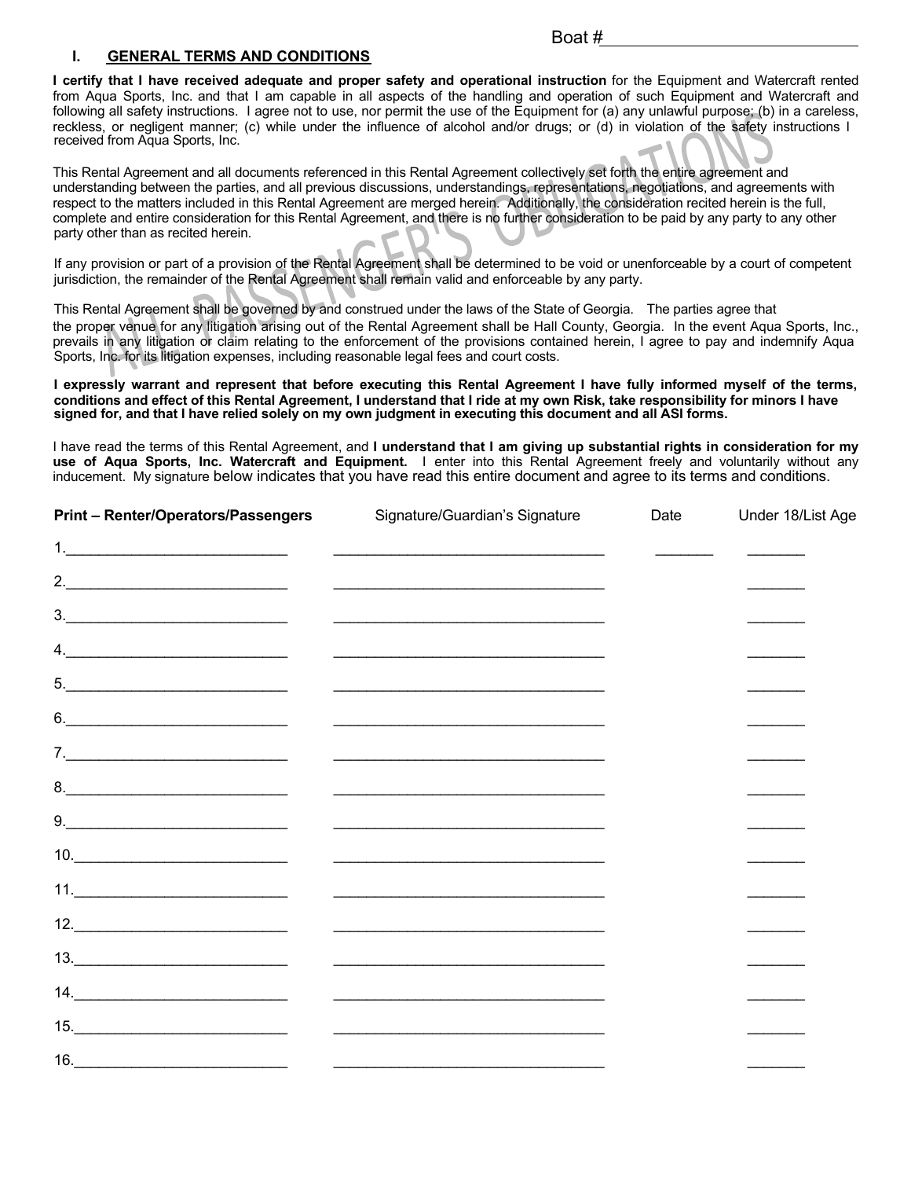Boat #___________________________

## I. GENERAL TERMS AND CONDITIONS

**I certify that I have received adequate and proper safety and operational instruction** for the Equipment and Watercraft rented from Aqua Sports, Inc. and that I am capable in all aspects of the handling and operation of such Equipment and Watercraft and following all safety instructions. I agree not to use, nor permit the use of the Equipment for (a) any unlawful purpose; (b) in a careless, reckless, or negligent manner; (c) while under the influence of alcohol and/or drugs; or (d) in violation of the safety instructions I received from Aqua Sports, Inc.

This Rental Agreement and all documents referenced in this Rental Agreement collectively set forth the entire agreement and understanding between the parties, and all previous discussions, understandings, representations, negotiations, and agreements with respect to the matters included in this Rental Agreement are merged herein. Additionally, the consideration recited herein is the full, complete and entire consideration for this Rental Agreement, and there is no further consideration to be paid by any party to any other party other than as recited herein.

If any provision or part of a provision of the Rental Agreement shall be determined to be void or unenforceable by a court of competent jurisdiction, the remainder of the Rental Agreement shall remain valid and enforceable by any party.

This Rental Agreement shall be governed by and construed under the laws of the State of Georgia. The parties agree that the proper venue for any litigation arising out of the Rental Agreement shall be Hall County, Georgia. In the event Aqua Sports, Inc., prevails in any litigation or claim relating to the enforcement of the provisions contained herein, I agree to pay and indemnify Aqua Sports, Inc. for its litigation expenses, including reasonable legal fees and court costs.

**I expressly warrant and represent that before executing this Rental Agreement I have fully informed myself of the terms, conditions and effect of this Rental Agreement, I understand that I ride at my own Risk, take responsibility for minors I have signed for, and that I have relied solely on my own judgment in executing this document and all ASI forms.**

I have read the terms of this Rental Agreement, and **I understand that I am giving up substantial rights in consideration for my use of Aqua Sports, Inc. Watercraft and Equipment.** I enter into this Rental Agreement freely and voluntarily without any inducement. My signature below indicates that you have read this entire document and agree to its terms and conditions.

ALL PASSENGER'S OBLIGATIONS

| Print – Renter/Operators/Passengers | Signature/Guardian's Signature | Date | Under 18/List Age |
|---|---|---|---|
| 1.___________________________ | _________________________________ | _______ | _______ |
| 2.___________________________ | _________________________________ | | _______ |
| 3.___________________________ | _________________________________ | | _______ |
| 4.___________________________ | _________________________________ | | _______ |
| 5.___________________________ | _________________________________ | | _______ |
| 6.___________________________ | _________________________________ | | _______ |
| 7.___________________________ | _________________________________ | | _______ |
| 8.___________________________ | _________________________________ | | _______ |
| 9.___________________________ | _________________________________ | | _______ |
| 10.__________________________ | _________________________________ | | _______ |
| 11.__________________________ | _________________________________ | | _______ |
| 12.__________________________ | _________________________________ | | _______ |
| 13.__________________________ | _________________________________ | | _______ |
| 14.__________________________ | _________________________________ | | _______ |
| 15.__________________________ | _________________________________ | | _______ |
| 16.__________________________ | _________________________________ | | _______ |